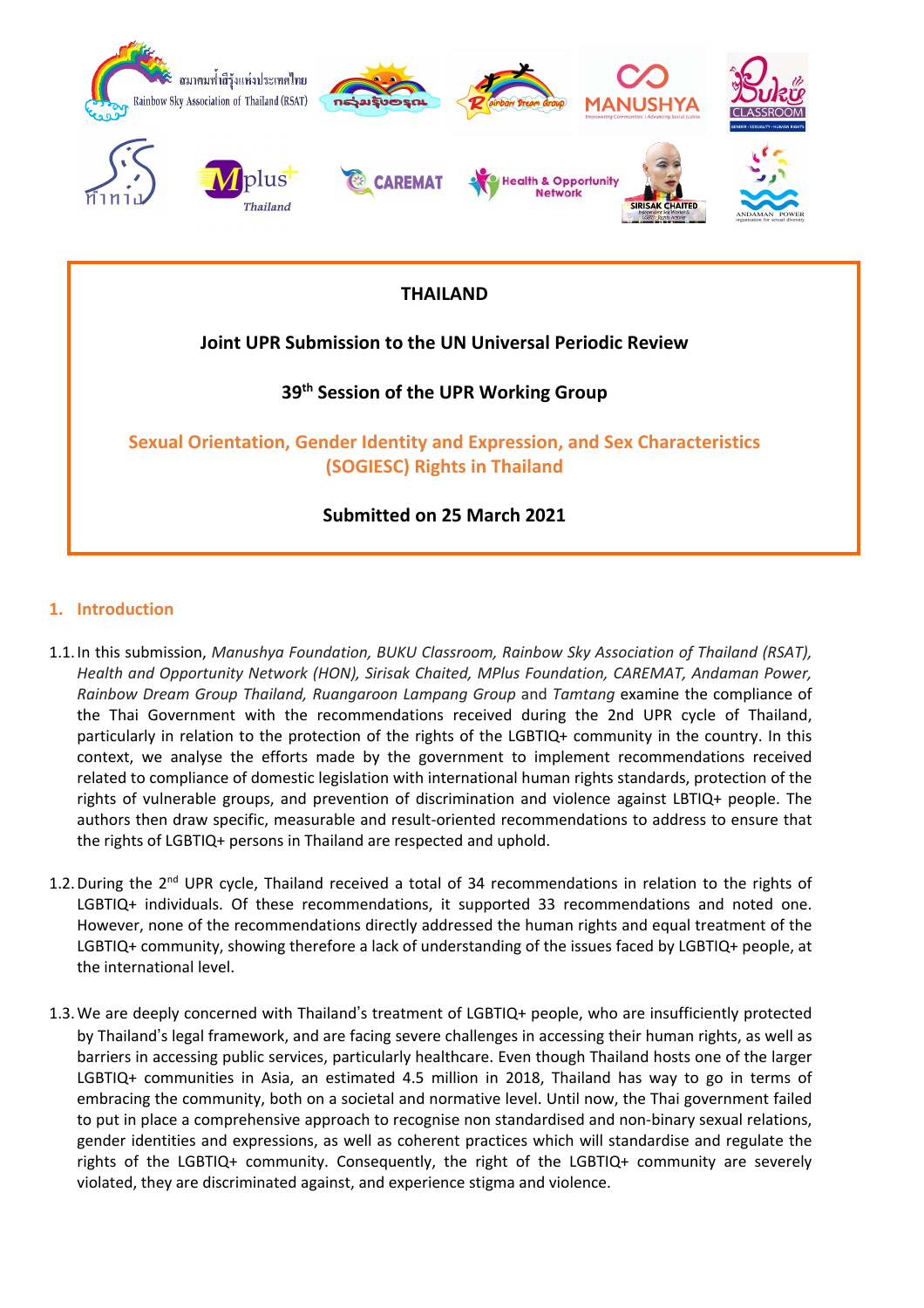**THAILAND**

**Joint UPR Submission to the UN Universal Periodic Review**

**39th Session of the UPR Working Group**

**Sexual Orientation, Gender Identity and Expression, and Sex Characteristics (SOGIESC) Rights in Thailand**

**Submitted on 25 March 2021**

## 1. Introduction

1.1. In this submission, *Manushya Foundation, BUKU Classroom, Rainbow Sky Association of Thailand (RSAT), Health and Opportunity Network (HON), Sirisak Chaited, MPlus Foundation, CAREMAT, Andaman Power, Rainbow Dream Group Thailand, Ruangaroon Lampang Group* and *Tamtang* examine the compliance of the Thai Government with the recommendations received during the 2nd UPR cycle of Thailand, particularly in relation to the protection of the rights of the LGBTIQ+ community in the country. In this context, we analyse the efforts made by the government to implement recommendations received related to compliance of domestic legislation with international human rights standards, protection of the rights of vulnerable groups, and prevention of discrimination and violence against LBTIQ+ people. The authors then draw specific, measurable and result-oriented recommendations to address to ensure that the rights of LGBTIQ+ persons in Thailand are respected and uphold.

1.2. During the 2nd UPR cycle, Thailand received a total of 34 recommendations in relation to the rights of LGBTIQ+ individuals. Of these recommendations, it supported 33 recommendations and noted one. However, none of the recommendations directly addressed the human rights and equal treatment of the LGBTIQ+ community, showing therefore a lack of understanding of the issues faced by LGBTIQ+ people, at the international level.

1.3. We are deeply concerned with Thailand's treatment of LGBTIQ+ people, who are insufficiently protected by Thailand's legal framework, and are facing severe challenges in accessing their human rights, as well as barriers in accessing public services, particularly healthcare. Even though Thailand hosts one of the larger LGBTIQ+ communities in Asia, an estimated 4.5 million in 2018, Thailand has way to go in terms of embracing the community, both on a societal and normative level. Until now, the Thai government failed to put in place a comprehensive approach to recognise non standardised and non-binary sexual relations, gender identities and expressions, as well as coherent practices which will standardise and regulate the rights of the LGBTIQ+ community. Consequently, the right of the LGBTIQ+ community are severely violated, they are discriminated against, and experience stigma and violence.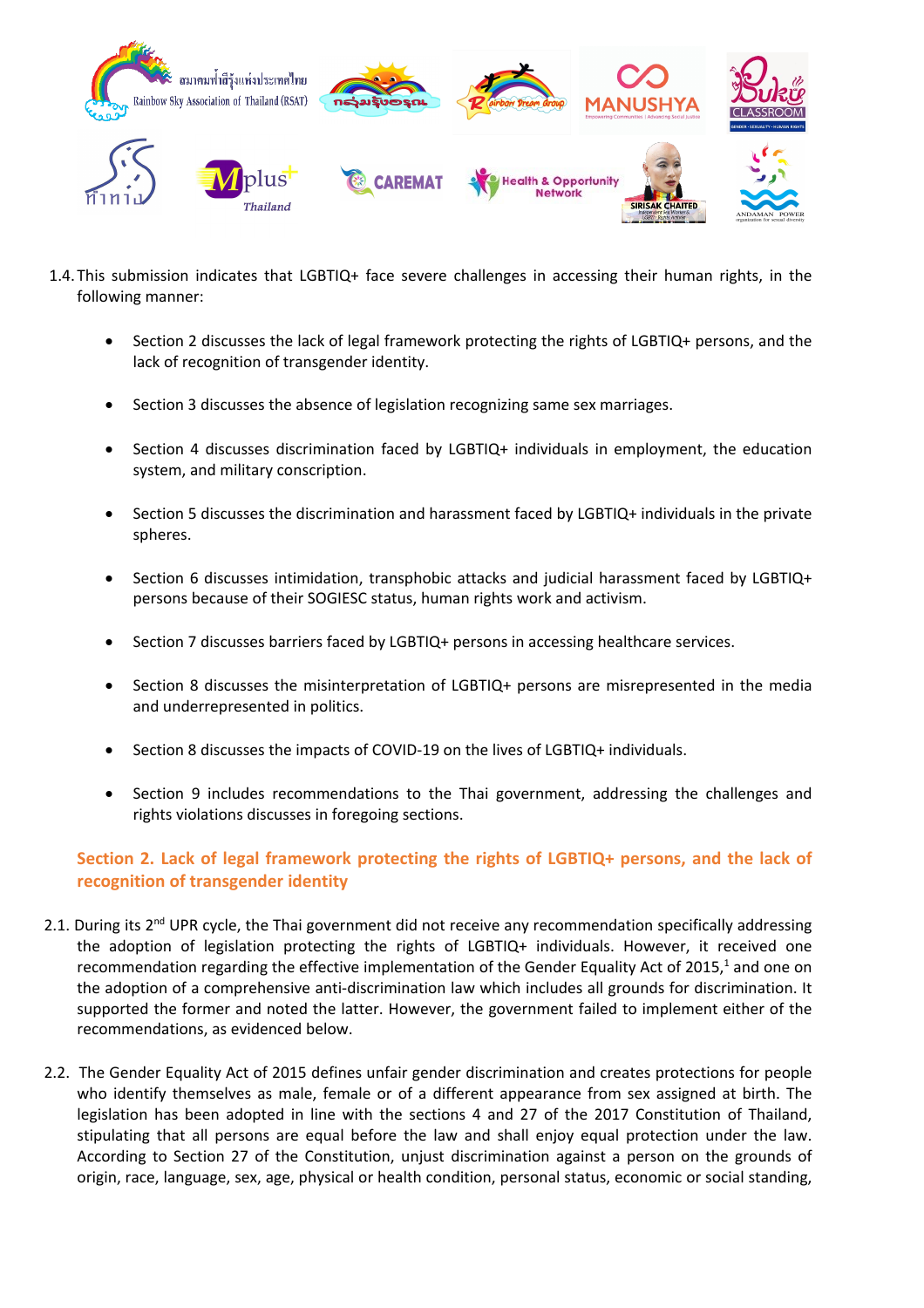1.4. This submission indicates that LGBTIQ+ face severe challenges in accessing their human rights, in the following manner:

- Section 2 discusses the lack of legal framework protecting the rights of LGBTIQ+ persons, and the lack of recognition of transgender identity.
- Section 3 discusses the absence of legislation recognizing same sex marriages.
- Section 4 discusses discrimination faced by LGBTIQ+ individuals in employment, the education system, and military conscription.
- Section 5 discusses the discrimination and harassment faced by LGBTIQ+ individuals in the private spheres.
- Section 6 discusses intimidation, transphobic attacks and judicial harassment faced by LGBTIQ+ persons because of their SOGIESC status, human rights work and activism.
- Section 7 discusses barriers faced by LGBTIQ+ persons in accessing healthcare services.
- Section 8 discusses the misinterpretation of LGBTIQ+ persons are misrepresented in the media and underrepresented in politics.
- Section 8 discusses the impacts of COVID-19 on the lives of LGBTIQ+ individuals.
- Section 9 includes recommendations to the Thai government, addressing the challenges and rights violations discusses in foregoing sections.

## Section 2. Lack of legal framework protecting the rights of LGBTIQ+ persons, and the lack of recognition of transgender identity

2.1. During its 2nd UPR cycle, the Thai government did not receive any recommendation specifically addressing the adoption of legislation protecting the rights of LGBTIQ+ individuals. However, it received one recommendation regarding the effective implementation of the Gender Equality Act of 2015,[1] and one on the adoption of a comprehensive anti-discrimination law which includes all grounds for discrimination. It supported the former and noted the latter. However, the government failed to implement either of the recommendations, as evidenced below.

2.2. The Gender Equality Act of 2015 defines unfair gender discrimination and creates protections for people who identify themselves as male, female or of a different appearance from sex assigned at birth. The legislation has been adopted in line with the sections 4 and 27 of the 2017 Constitution of Thailand, stipulating that all persons are equal before the law and shall enjoy equal protection under the law. According to Section 27 of the Constitution, unjust discrimination against a person on the grounds of origin, race, language, sex, age, physical or health condition, personal status, economic or social standing,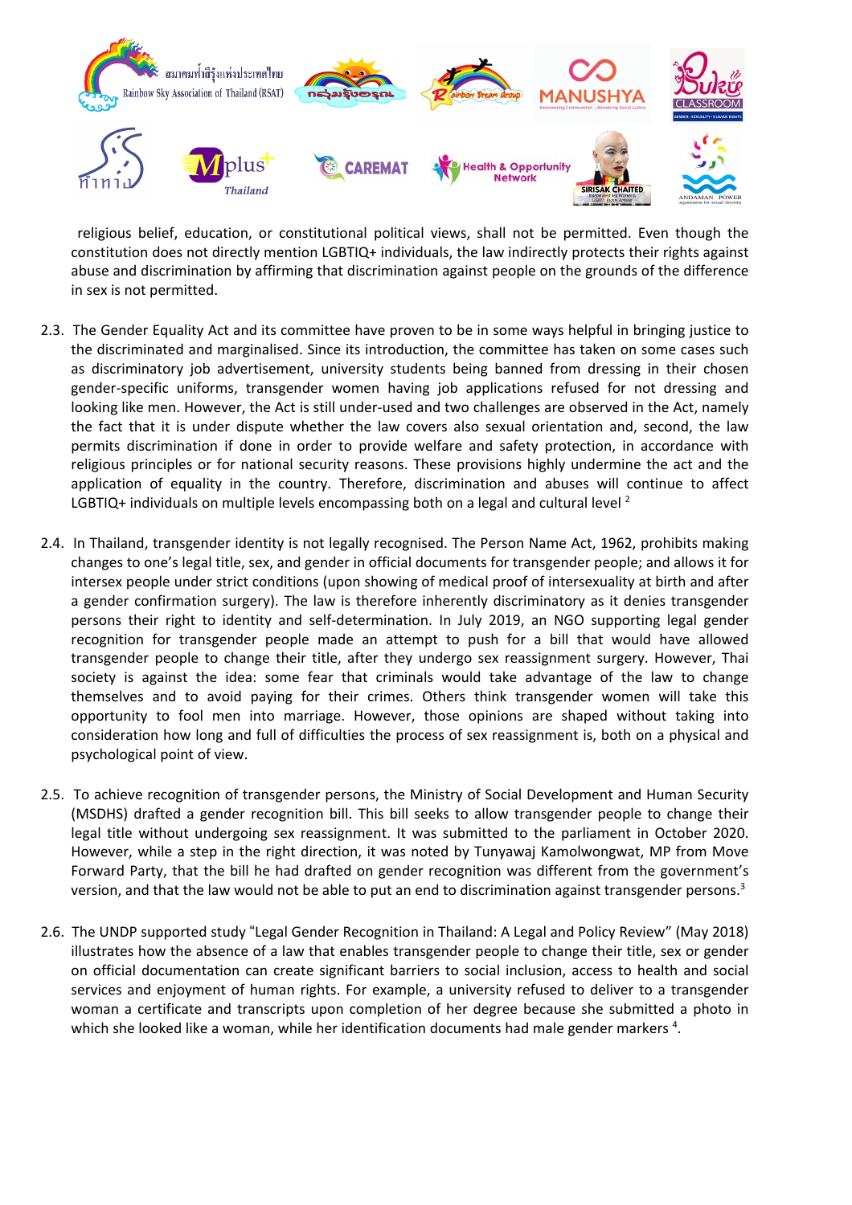religious belief, education, or constitutional political views, shall not be permitted. Even though the constitution does not directly mention LGBTIQ+ individuals, the law indirectly protects their rights against abuse and discrimination by affirming that discrimination against people on the grounds of the difference in sex is not permitted.

2.3. The Gender Equality Act and its committee have proven to be in some ways helpful in bringing justice to the discriminated and marginalised. Since its introduction, the committee has taken on some cases such as discriminatory job advertisement, university students being banned from dressing in their chosen gender-specific uniforms, transgender women having job applications refused for not dressing and looking like men. However, the Act is still under-used and two challenges are observed in the Act, namely the fact that it is under dispute whether the law covers also sexual orientation and, second, the law permits discrimination if done in order to provide welfare and safety protection, in accordance with religious principles or for national security reasons. These provisions highly undermine the act and the application of equality in the country. Therefore, discrimination and abuses will continue to affect LGBTIQ+ individuals on multiple levels encompassing both on a legal and cultural level [2]

2.4. In Thailand, transgender identity is not legally recognised. The Person Name Act, 1962, prohibits making changes to one's legal title, sex, and gender in official documents for transgender people; and allows it for intersex people under strict conditions (upon showing of medical proof of intersexuality at birth and after a gender confirmation surgery). The law is therefore inherently discriminatory as it denies transgender persons their right to identity and self-determination. In July 2019, an NGO supporting legal gender recognition for transgender people made an attempt to push for a bill that would have allowed transgender people to change their title, after they undergo sex reassignment surgery. However, Thai society is against the idea: some fear that criminals would take advantage of the law to change themselves and to avoid paying for their crimes. Others think transgender women will take this opportunity to fool men into marriage. However, those opinions are shaped without taking into consideration how long and full of difficulties the process of sex reassignment is, both on a physical and psychological point of view.

2.5. To achieve recognition of transgender persons, the Ministry of Social Development and Human Security (MSDHS) drafted a gender recognition bill. This bill seeks to allow transgender people to change their legal title without undergoing sex reassignment. It was submitted to the parliament in October 2020. However, while a step in the right direction, it was noted by Tunyawaj Kamolwongwat, MP from Move Forward Party, that the bill he had drafted on gender recognition was different from the government's version, and that the law would not be able to put an end to discrimination against transgender persons.[3]

2.6. The UNDP supported study "Legal Gender Recognition in Thailand: A Legal and Policy Review" (May 2018) illustrates how the absence of a law that enables transgender people to change their title, sex or gender on official documentation can create significant barriers to social inclusion, access to health and social services and enjoyment of human rights. For example, a university refused to deliver to a transgender woman a certificate and transcripts upon completion of her degree because she submitted a photo in which she looked like a woman, while her identification documents had male gender markers [4].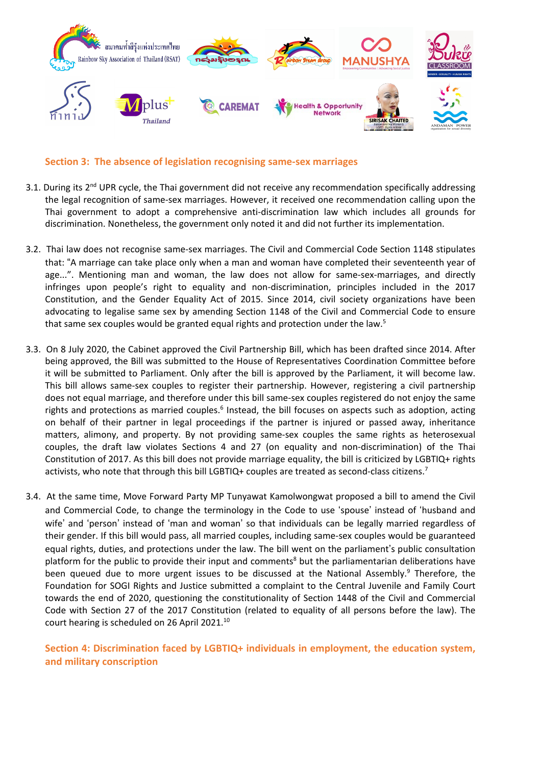## Section 3: The absence of legislation recognising same-sex marriages

3.1. During its 2nd UPR cycle, the Thai government did not receive any recommendation specifically addressing the legal recognition of same-sex marriages. However, it received one recommendation calling upon the Thai government to adopt a comprehensive anti-discrimination law which includes all grounds for discrimination. Nonetheless, the government only noted it and did not further its implementation.

3.2. Thai law does not recognise same-sex marriages. The Civil and Commercial Code Section 1148 stipulates that: "A marriage can take place only when a man and woman have completed their seventeenth year of age...". Mentioning man and woman, the law does not allow for same-sex-marriages, and directly infringes upon people's right to equality and non-discrimination, principles included in the 2017 Constitution, and the Gender Equality Act of 2015. Since 2014, civil society organizations have been advocating to legalise same sex by amending Section 1148 of the Civil and Commercial Code to ensure that same sex couples would be granted equal rights and protection under the law.[5]

3.3. On 8 July 2020, the Cabinet approved the Civil Partnership Bill, which has been drafted since 2014. After being approved, the Bill was submitted to the House of Representatives Coordination Committee before it will be submitted to Parliament. Only after the bill is approved by the Parliament, it will become law. This bill allows same-sex couples to register their partnership. However, registering a civil partnership does not equal marriage, and therefore under this bill same-sex couples registered do not enjoy the same rights and protections as married couples.[6] Instead, the bill focuses on aspects such as adoption, acting on behalf of their partner in legal proceedings if the partner is injured or passed away, inheritance matters, alimony, and property. By not providing same-sex couples the same rights as heterosexual couples, the draft law violates Sections 4 and 27 (on equality and non-discrimination) of the Thai Constitution of 2017. As this bill does not provide marriage equality, the bill is criticized by LGBTIQ+ rights activists, who note that through this bill LGBTIQ+ couples are treated as second-class citizens.[7]

3.4. At the same time, Move Forward Party MP Tunyawat Kamolwongwat proposed a bill to amend the Civil and Commercial Code, to change the terminology in the Code to use 'spouse' instead of 'husband and wife' and 'person' instead of 'man and woman' so that individuals can be legally married regardless of their gender. If this bill would pass, all married couples, including same-sex couples would be guaranteed equal rights, duties, and protections under the law. The bill went on the parliament's public consultation platform for the public to provide their input and comments[8] but the parliamentarian deliberations have been queued due to more urgent issues to be discussed at the National Assembly.[9] Therefore, the Foundation for SOGI Rights and Justice submitted a complaint to the Central Juvenile and Family Court towards the end of 2020, questioning the constitutionality of Section 1448 of the Civil and Commercial Code with Section 27 of the 2017 Constitution (related to equality of all persons before the law). The court hearing is scheduled on 26 April 2021.[10]

## Section 4: Discrimination faced by LGBTIQ+ individuals in employment, the education system, and military conscription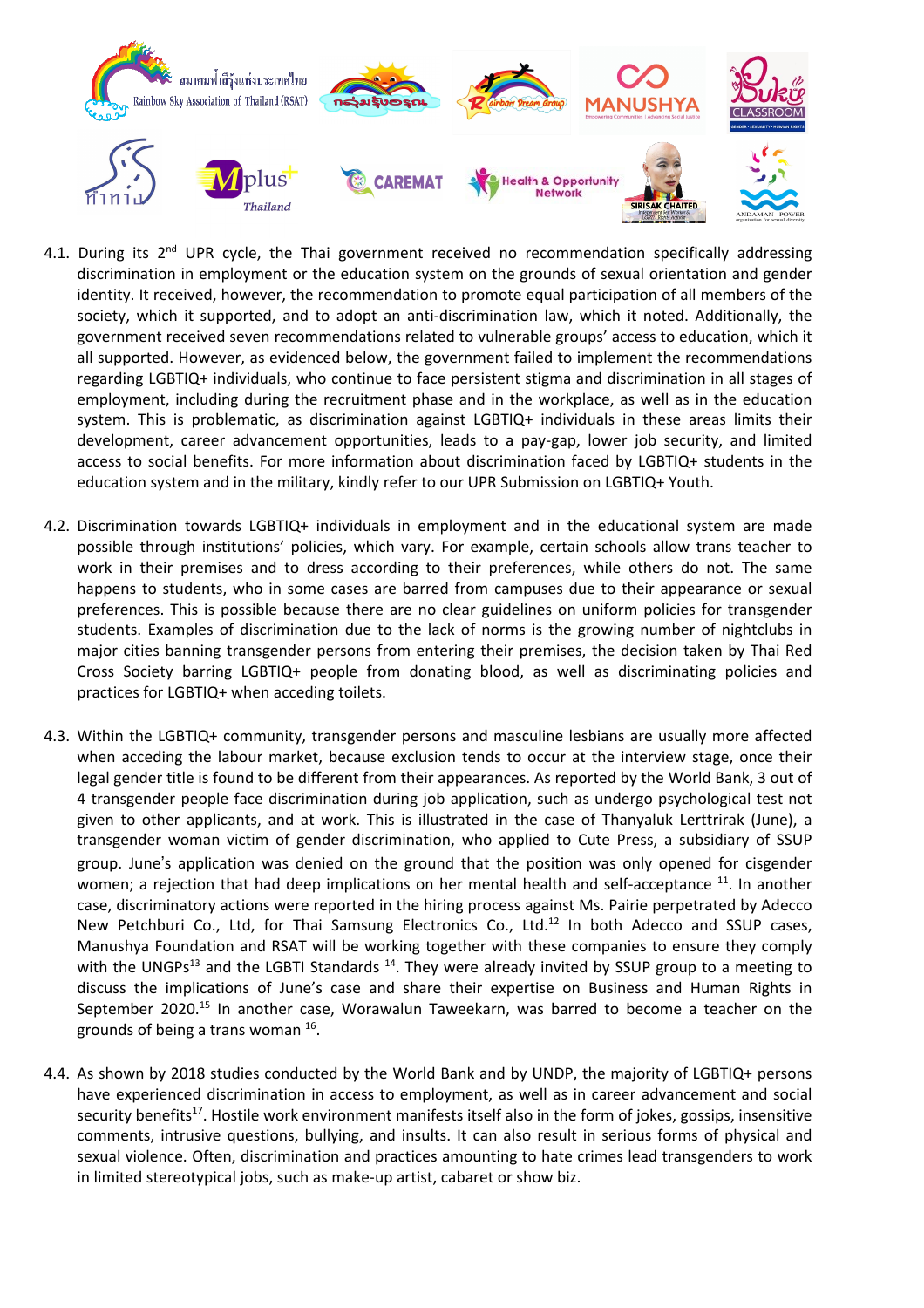4.1. During its 2nd UPR cycle, the Thai government received no recommendation specifically addressing discrimination in employment or the education system on the grounds of sexual orientation and gender identity. It received, however, the recommendation to promote equal participation of all members of the society, which it supported, and to adopt an anti-discrimination law, which it noted. Additionally, the government received seven recommendations related to vulnerable groups' access to education, which it all supported. However, as evidenced below, the government failed to implement the recommendations regarding LGBTIQ+ individuals, who continue to face persistent stigma and discrimination in all stages of employment, including during the recruitment phase and in the workplace, as well as in the education system. This is problematic, as discrimination against LGBTIQ+ individuals in these areas limits their development, career advancement opportunities, leads to a pay-gap, lower job security, and limited access to social benefits. For more information about discrimination faced by LGBTIQ+ students in the education system and in the military, kindly refer to our UPR Submission on LGBTIQ+ Youth.

4.2. Discrimination towards LGBTIQ+ individuals in employment and in the educational system are made possible through institutions' policies, which vary. For example, certain schools allow trans teacher to work in their premises and to dress according to their preferences, while others do not. The same happens to students, who in some cases are barred from campuses due to their appearance or sexual preferences. This is possible because there are no clear guidelines on uniform policies for transgender students. Examples of discrimination due to the lack of norms is the growing number of nightclubs in major cities banning transgender persons from entering their premises, the decision taken by Thai Red Cross Society barring LGBTIQ+ people from donating blood, as well as discriminating policies and practices for LGBTIQ+ when acceding toilets.

4.3. Within the LGBTIQ+ community, transgender persons and masculine lesbians are usually more affected when acceding the labour market, because exclusion tends to occur at the interview stage, once their legal gender title is found to be different from their appearances. As reported by the World Bank, 3 out of 4 transgender people face discrimination during job application, such as undergo psychological test not given to other applicants, and at work. This is illustrated in the case of Thanyaluk Lerttrirak (June), a transgender woman victim of gender discrimination, who applied to Cute Press, a subsidiary of SSUP group. June's application was denied on the ground that the position was only opened for cisgender women; a rejection that had deep implications on her mental health and self-acceptance [11]. In another case, discriminatory actions were reported in the hiring process against Ms. Pairie perpetrated by Adecco New Petchburi Co., Ltd, for Thai Samsung Electronics Co., Ltd.[12] In both Adecco and SSUP cases, Manushya Foundation and RSAT will be working together with these companies to ensure they comply with the UNGPs[13] and the LGBTI Standards [14]. They were already invited by SSUP group to a meeting to discuss the implications of June's case and share their expertise on Business and Human Rights in September 2020.[15] In another case, Worawalun Taweekarn, was barred to become a teacher on the grounds of being a trans woman [16].

4.4. As shown by 2018 studies conducted by the World Bank and by UNDP, the majority of LGBTIQ+ persons have experienced discrimination in access to employment, as well as in career advancement and social security benefits[17]. Hostile work environment manifests itself also in the form of jokes, gossips, insensitive comments, intrusive questions, bullying, and insults. It can also result in serious forms of physical and sexual violence. Often, discrimination and practices amounting to hate crimes lead transgenders to work in limited stereotypical jobs, such as make-up artist, cabaret or show biz.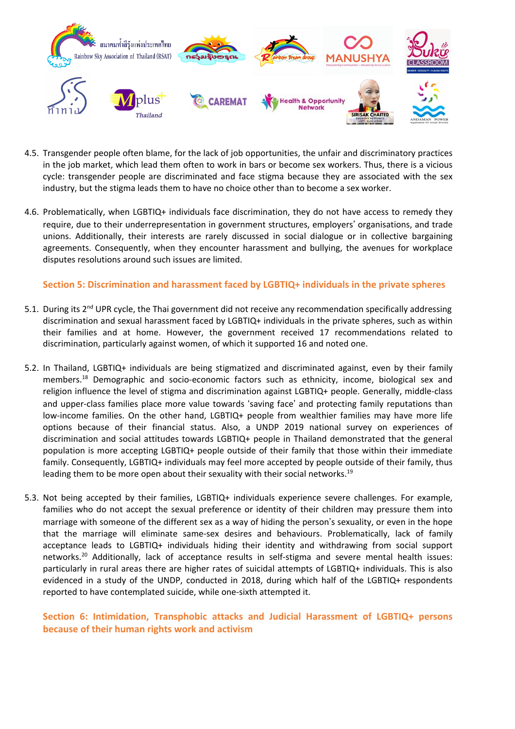4.5. Transgender people often blame, for the lack of job opportunities, the unfair and discriminatory practices in the job market, which lead them often to work in bars or become sex workers. Thus, there is a vicious cycle: transgender people are discriminated and face stigma because they are associated with the sex industry, but the stigma leads them to have no choice other than to become a sex worker.

4.6. Problematically, when LGBTIQ+ individuals face discrimination, they do not have access to remedy they require, due to their underrepresentation in government structures, employers' organisations, and trade unions. Additionally, their interests are rarely discussed in social dialogue or in collective bargaining agreements. Consequently, when they encounter harassment and bullying, the avenues for workplace disputes resolutions around such issues are limited.

## Section 5: Discrimination and harassment faced by LGBTIQ+ individuals in the private spheres

5.1. During its 2nd UPR cycle, the Thai government did not receive any recommendation specifically addressing discrimination and sexual harassment faced by LGBTIQ+ individuals in the private spheres, such as within their families and at home. However, the government received 17 recommendations related to discrimination, particularly against women, of which it supported 16 and noted one.

5.2. In Thailand, LGBTIQ+ individuals are being stigmatized and discriminated against, even by their family members.[18] Demographic and socio-economic factors such as ethnicity, income, biological sex and religion influence the level of stigma and discrimination against LGBTIQ+ people. Generally, middle-class and upper-class families place more value towards 'saving face' and protecting family reputations than low-income families. On the other hand, LGBTIQ+ people from wealthier families may have more life options because of their financial status. Also, a UNDP 2019 national survey on experiences of discrimination and social attitudes towards LGBTIQ+ people in Thailand demonstrated that the general population is more accepting LGBTIQ+ people outside of their family that those within their immediate family. Consequently, LGBTIQ+ individuals may feel more accepted by people outside of their family, thus leading them to be more open about their sexuality with their social networks.[19]

5.3. Not being accepted by their families, LGBTIQ+ individuals experience severe challenges. For example, families who do not accept the sexual preference or identity of their children may pressure them into marriage with someone of the different sex as a way of hiding the person's sexuality, or even in the hope that the marriage will eliminate same-sex desires and behaviours. Problematically, lack of family acceptance leads to LGBTIQ+ individuals hiding their identity and withdrawing from social support networks.[20] Additionally, lack of acceptance results in self-stigma and severe mental health issues: particularly in rural areas there are higher rates of suicidal attempts of LGBTIQ+ individuals. This is also evidenced in a study of the UNDP, conducted in 2018, during which half of the LGBTIQ+ respondents reported to have contemplated suicide, while one-sixth attempted it.

## Section 6: Intimidation, Transphobic attacks and Judicial Harassment of LGBTIQ+ persons because of their human rights work and activism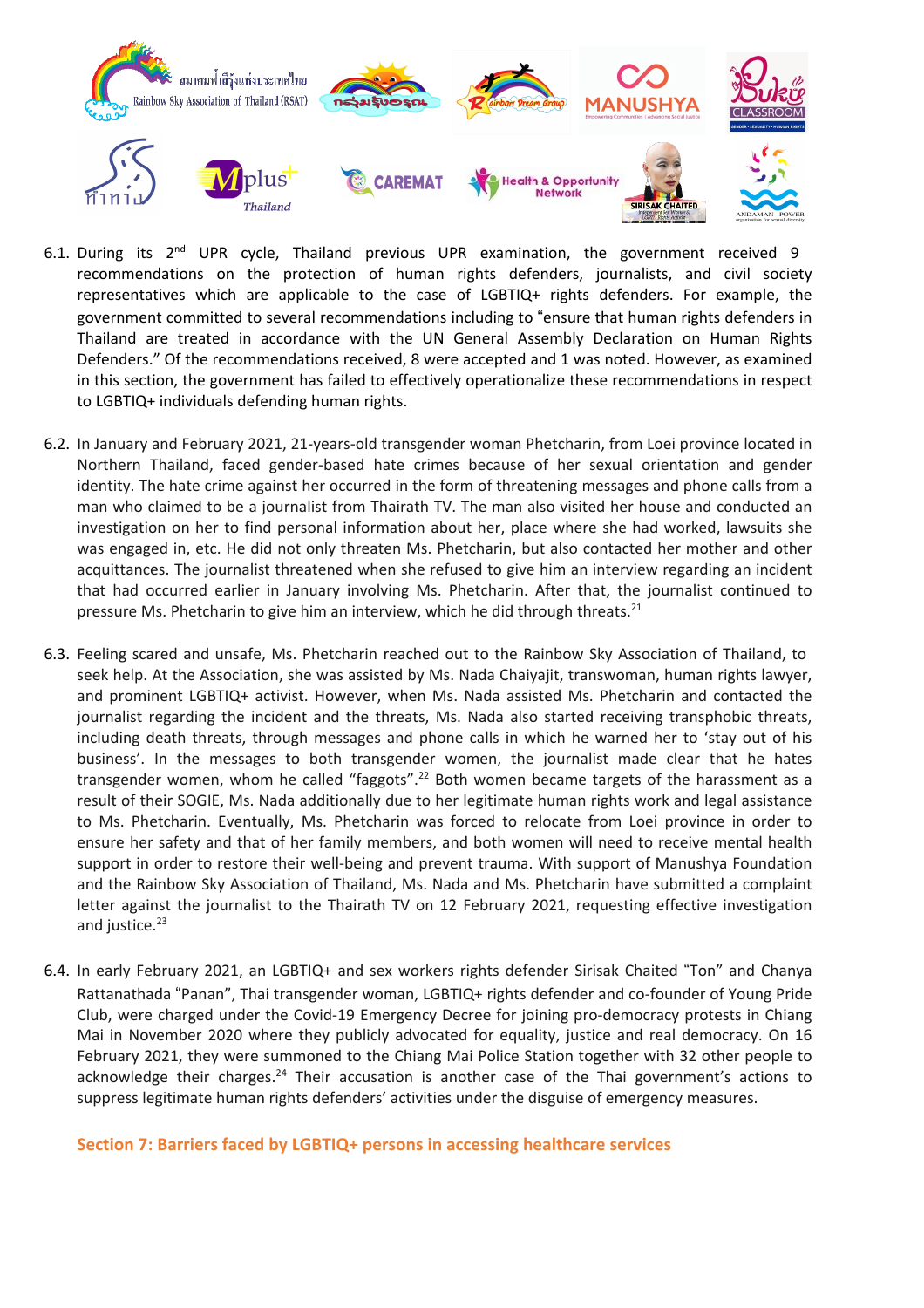6.1. During its 2nd UPR cycle, Thailand previous UPR examination, the government received 9 recommendations on the protection of human rights defenders, journalists, and civil society representatives which are applicable to the case of LGBTIQ+ rights defenders. For example, the government committed to several recommendations including to "ensure that human rights defenders in Thailand are treated in accordance with the UN General Assembly Declaration on Human Rights Defenders." Of the recommendations received, 8 were accepted and 1 was noted. However, as examined in this section, the government has failed to effectively operationalize these recommendations in respect to LGBTIQ+ individuals defending human rights.

6.2. In January and February 2021, 21-years-old transgender woman Phetcharin, from Loei province located in Northern Thailand, faced gender-based hate crimes because of her sexual orientation and gender identity. The hate crime against her occurred in the form of threatening messages and phone calls from a man who claimed to be a journalist from Thairath TV. The man also visited her house and conducted an investigation on her to find personal information about her, place where she had worked, lawsuits she was engaged in, etc. He did not only threaten Ms. Phetcharin, but also contacted her mother and other acquittances. The journalist threatened when she refused to give him an interview regarding an incident that had occurred earlier in January involving Ms. Phetcharin. After that, the journalist continued to pressure Ms. Phetcharin to give him an interview, which he did through threats.[21]

6.3. Feeling scared and unsafe, Ms. Phetcharin reached out to the Rainbow Sky Association of Thailand, to seek help. At the Association, she was assisted by Ms. Nada Chaiyajit, transwoman, human rights lawyer, and prominent LGBTIQ+ activist. However, when Ms. Nada assisted Ms. Phetcharin and contacted the journalist regarding the incident and the threats, Ms. Nada also started receiving transphobic threats, including death threats, through messages and phone calls in which he warned her to 'stay out of his business'. In the messages to both transgender women, the journalist made clear that he hates transgender women, whom he called "faggots".[22] Both women became targets of the harassment as a result of their SOGIE, Ms. Nada additionally due to her legitimate human rights work and legal assistance to Ms. Phetcharin. Eventually, Ms. Phetcharin was forced to relocate from Loei province in order to ensure her safety and that of her family members, and both women will need to receive mental health support in order to restore their well-being and prevent trauma. With support of Manushya Foundation and the Rainbow Sky Association of Thailand, Ms. Nada and Ms. Phetcharin have submitted a complaint letter against the journalist to the Thairath TV on 12 February 2021, requesting effective investigation and justice.[23]

6.4. In early February 2021, an LGBTIQ+ and sex workers rights defender Sirisak Chaited "Ton" and Chanya Rattanathada "Panan", Thai transgender woman, LGBTIQ+ rights defender and co-founder of Young Pride Club, were charged under the Covid-19 Emergency Decree for joining pro-democracy protests in Chiang Mai in November 2020 where they publicly advocated for equality, justice and real democracy. On 16 February 2021, they were summoned to the Chiang Mai Police Station together with 32 other people to acknowledge their charges.[24] Their accusation is another case of the Thai government's actions to suppress legitimate human rights defenders' activities under the disguise of emergency measures.

## Section 7: Barriers faced by LGBTIQ+ persons in accessing healthcare services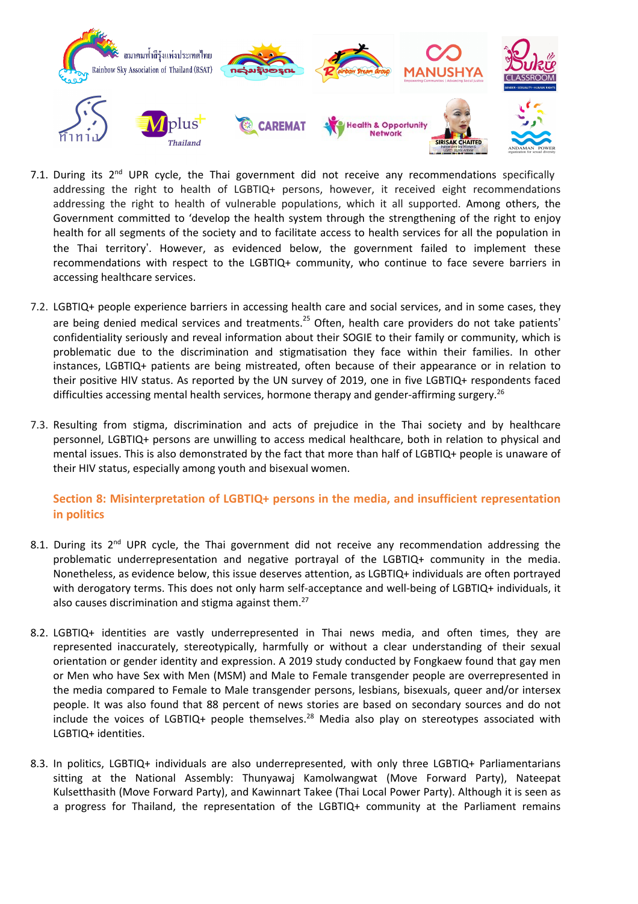7.1. During its 2nd UPR cycle, the Thai government did not receive any recommendations specifically addressing the right to health of LGBTIQ+ persons, however, it received eight recommendations addressing the right to health of vulnerable populations, which it all supported. Among others, the Government committed to 'develop the health system through the strengthening of the right to enjoy health for all segments of the society and to facilitate access to health services for all the population in the Thai territory'. However, as evidenced below, the government failed to implement these recommendations with respect to the LGBTIQ+ community, who continue to face severe barriers in accessing healthcare services.

7.2. LGBTIQ+ people experience barriers in accessing health care and social services, and in some cases, they are being denied medical services and treatments.[25] Often, health care providers do not take patients' confidentiality seriously and reveal information about their SOGIE to their family or community, which is problematic due to the discrimination and stigmatisation they face within their families. In other instances, LGBTIQ+ patients are being mistreated, often because of their appearance or in relation to their positive HIV status. As reported by the UN survey of 2019, one in five LGBTIQ+ respondents faced difficulties accessing mental health services, hormone therapy and gender-affirming surgery.[26]

7.3. Resulting from stigma, discrimination and acts of prejudice in the Thai society and by healthcare personnel, LGBTIQ+ persons are unwilling to access medical healthcare, both in relation to physical and mental issues. This is also demonstrated by the fact that more than half of LGBTIQ+ people is unaware of their HIV status, especially among youth and bisexual women.

## Section 8: Misinterpretation of LGBTIQ+ persons in the media, and insufficient representation in politics

8.1. During its 2nd UPR cycle, the Thai government did not receive any recommendation addressing the problematic underrepresentation and negative portrayal of the LGBTIQ+ community in the media. Nonetheless, as evidence below, this issue deserves attention, as LGBTIQ+ individuals are often portrayed with derogatory terms. This does not only harm self-acceptance and well-being of LGBTIQ+ individuals, it also causes discrimination and stigma against them.[27]

8.2. LGBTIQ+ identities are vastly underrepresented in Thai news media, and often times, they are represented inaccurately, stereotypically, harmfully or without a clear understanding of their sexual orientation or gender identity and expression. A 2019 study conducted by Fongkaew found that gay men or Men who have Sex with Men (MSM) and Male to Female transgender people are overrepresented in the media compared to Female to Male transgender persons, lesbians, bisexuals, queer and/or intersex people. It was also found that 88 percent of news stories are based on secondary sources and do not include the voices of LGBTIQ+ people themselves.[28] Media also play on stereotypes associated with LGBTIQ+ identities.

8.3. In politics, LGBTIQ+ individuals are also underrepresented, with only three LGBTIQ+ Parliamentarians sitting at the National Assembly: Thunyawaj Kamolwangwat (Move Forward Party), Nateepat Kulsetthasith (Move Forward Party), and Kawinnart Takee (Thai Local Power Party). Although it is seen as a progress for Thailand, the representation of the LGBTIQ+ community at the Parliament remains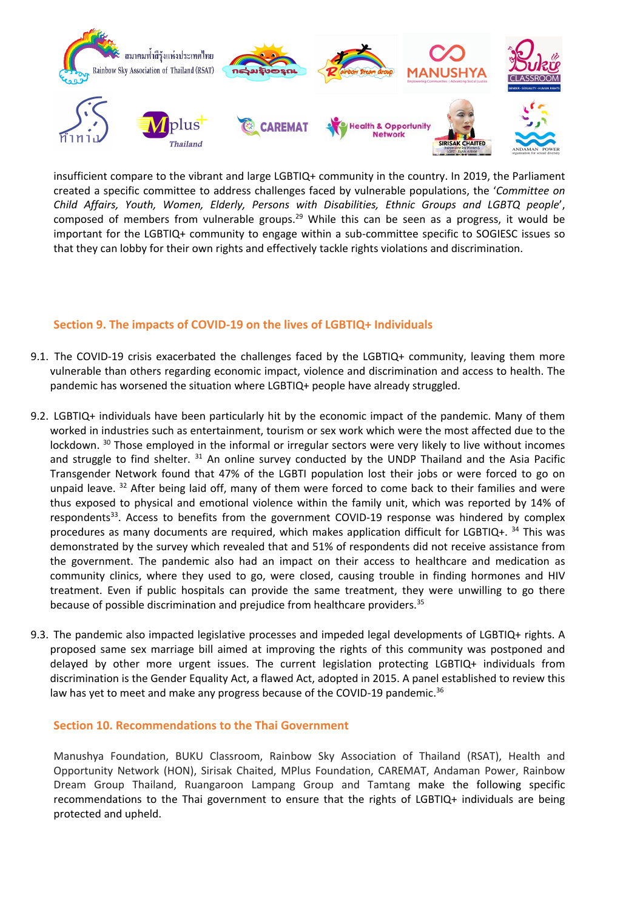insufficient compare to the vibrant and large LGBTIQ+ community in the country. In 2019, the Parliament created a specific committee to address challenges faced by vulnerable populations, the '*Committee on Child Affairs, Youth, Women, Elderly, Persons with Disabilities, Ethnic Groups and LGBTQ people*', composed of members from vulnerable groups.[29] While this can be seen as a progress, it would be important for the LGBTIQ+ community to engage within a sub-committee specific to SOGIESC issues so that they can lobby for their own rights and effectively tackle rights violations and discrimination.

## Section 9. The impacts of COVID-19 on the lives of LGBTIQ+ Individuals

9.1. The COVID-19 crisis exacerbated the challenges faced by the LGBTIQ+ community, leaving them more vulnerable than others regarding economic impact, violence and discrimination and access to health. The pandemic has worsened the situation where LGBTIQ+ people have already struggled.

9.2. LGBTIQ+ individuals have been particularly hit by the economic impact of the pandemic. Many of them worked in industries such as entertainment, tourism or sex work which were the most affected due to the lockdown. [30] Those employed in the informal or irregular sectors were very likely to live without incomes and struggle to find shelter. [31] An online survey conducted by the UNDP Thailand and the Asia Pacific Transgender Network found that 47% of the LGBTI population lost their jobs or were forced to go on unpaid leave. [32] After being laid off, many of them were forced to come back to their families and were thus exposed to physical and emotional violence within the family unit, which was reported by 14% of respondents[33]. Access to benefits from the government COVID-19 response was hindered by complex procedures as many documents are required, which makes application difficult for LGBTIQ+. [34] This was demonstrated by the survey which revealed that and 51% of respondents did not receive assistance from the government. The pandemic also had an impact on their access to healthcare and medication as community clinics, where they used to go, were closed, causing trouble in finding hormones and HIV treatment. Even if public hospitals can provide the same treatment, they were unwilling to go there because of possible discrimination and prejudice from healthcare providers.[35]

9.3. The pandemic also impacted legislative processes and impeded legal developments of LGBTIQ+ rights. A proposed same sex marriage bill aimed at improving the rights of this community was postponed and delayed by other more urgent issues. The current legislation protecting LGBTIQ+ individuals from discrimination is the Gender Equality Act, a flawed Act, adopted in 2015. A panel established to review this law has yet to meet and make any progress because of the COVID-19 pandemic.[36]

## Section 10. Recommendations to the Thai Government

Manushya Foundation, BUKU Classroom, Rainbow Sky Association of Thailand (RSAT), Health and Opportunity Network (HON), Sirisak Chaited, MPlus Foundation, CAREMAT, Andaman Power, Rainbow Dream Group Thailand, Ruangaroon Lampang Group and Tamtang make the following specific recommendations to the Thai government to ensure that the rights of LGBTIQ+ individuals are being protected and upheld.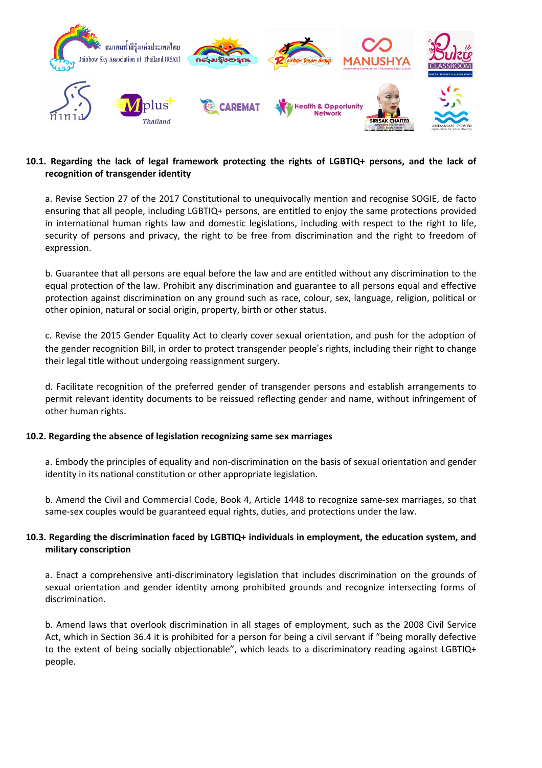**10.1. Regarding the lack of legal framework protecting the rights of LGBTIQ+ persons, and the lack of recognition of transgender identity**

a. Revise Section 27 of the 2017 Constitutional to unequivocally mention and recognise SOGIE, de facto ensuring that all people, including LGBTIQ+ persons, are entitled to enjoy the same protections provided in international human rights law and domestic legislations, including with respect to the right to life, security of persons and privacy, the right to be free from discrimination and the right to freedom of expression.

b. Guarantee that all persons are equal before the law and are entitled without any discrimination to the equal protection of the law. Prohibit any discrimination and guarantee to all persons equal and effective protection against discrimination on any ground such as race, colour, sex, language, religion, political or other opinion, natural or social origin, property, birth or other status.

c. Revise the 2015 Gender Equality Act to clearly cover sexual orientation, and push for the adoption of the gender recognition Bill, in order to protect transgender people's rights, including their right to change their legal title without undergoing reassignment surgery.

d. Facilitate recognition of the preferred gender of transgender persons and establish arrangements to permit relevant identity documents to be reissued reflecting gender and name, without infringement of other human rights.

**10.2. Regarding the absence of legislation recognizing same sex marriages**

a. Embody the principles of equality and non-discrimination on the basis of sexual orientation and gender identity in its national constitution or other appropriate legislation.

b. Amend the Civil and Commercial Code, Book 4, Article 1448 to recognize same-sex marriages, so that same-sex couples would be guaranteed equal rights, duties, and protections under the law.

**10.3. Regarding the discrimination faced by LGBTIQ+ individuals in employment, the education system, and military conscription**

a. Enact a comprehensive anti-discriminatory legislation that includes discrimination on the grounds of sexual orientation and gender identity among prohibited grounds and recognize intersecting forms of discrimination.

b. Amend laws that overlook discrimination in all stages of employment, such as the 2008 Civil Service Act, which in Section 36.4 it is prohibited for a person for being a civil servant if "being morally defective to the extent of being socially objectionable", which leads to a discriminatory reading against LGBTIQ+ people.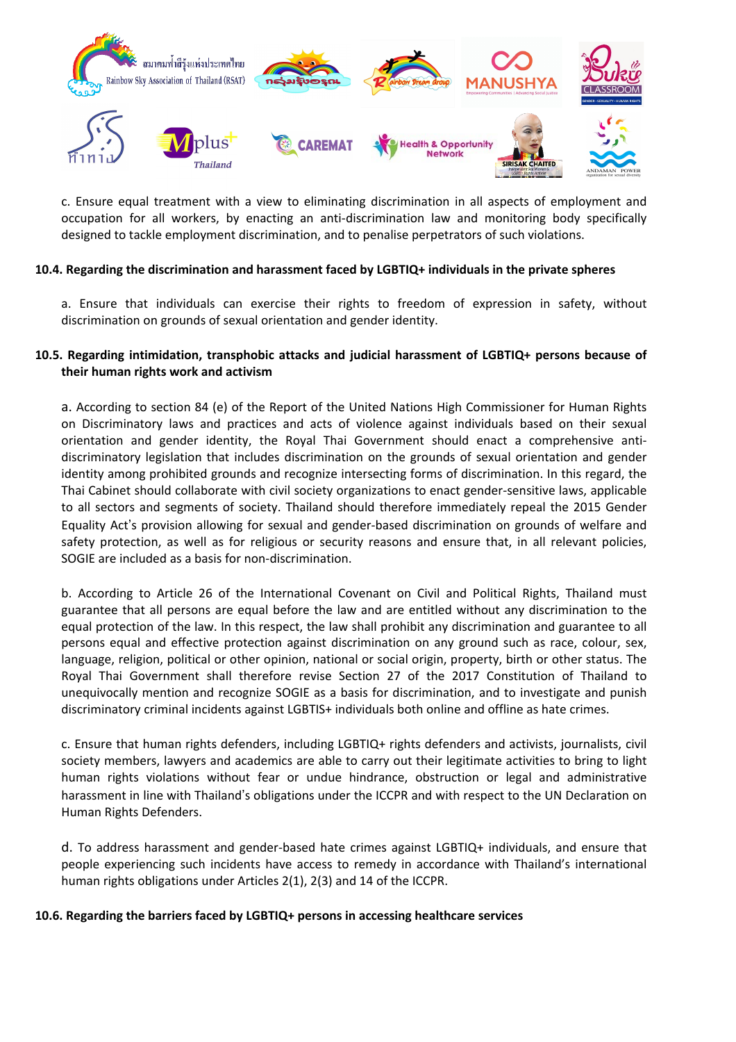c. Ensure equal treatment with a view to eliminating discrimination in all aspects of employment and occupation for all workers, by enacting an anti-discrimination law and monitoring body specifically designed to tackle employment discrimination, and to penalise perpetrators of such violations.

**10.4. Regarding the discrimination and harassment faced by LGBTIQ+ individuals in the private spheres**

a. Ensure that individuals can exercise their rights to freedom of expression in safety, without discrimination on grounds of sexual orientation and gender identity.

**10.5. Regarding intimidation, transphobic attacks and judicial harassment of LGBTIQ+ persons because of their human rights work and activism**

a. According to section 84 (e) of the Report of the United Nations High Commissioner for Human Rights on Discriminatory laws and practices and acts of violence against individuals based on their sexual orientation and gender identity, the Royal Thai Government should enact a comprehensive anti-discriminatory legislation that includes discrimination on the grounds of sexual orientation and gender identity among prohibited grounds and recognize intersecting forms of discrimination. In this regard, the Thai Cabinet should collaborate with civil society organizations to enact gender-sensitive laws, applicable to all sectors and segments of society. Thailand should therefore immediately repeal the 2015 Gender Equality Act's provision allowing for sexual and gender-based discrimination on grounds of welfare and safety protection, as well as for religious or security reasons and ensure that, in all relevant policies, SOGIE are included as a basis for non-discrimination.

b. According to Article 26 of the International Covenant on Civil and Political Rights, Thailand must guarantee that all persons are equal before the law and are entitled without any discrimination to the equal protection of the law. In this respect, the law shall prohibit any discrimination and guarantee to all persons equal and effective protection against discrimination on any ground such as race, colour, sex, language, religion, political or other opinion, national or social origin, property, birth or other status. The Royal Thai Government shall therefore revise Section 27 of the 2017 Constitution of Thailand to unequivocally mention and recognize SOGIE as a basis for discrimination, and to investigate and punish discriminatory criminal incidents against LGBTIS+ individuals both online and offline as hate crimes.

c. Ensure that human rights defenders, including LGBTIQ+ rights defenders and activists, journalists, civil society members, lawyers and academics are able to carry out their legitimate activities to bring to light human rights violations without fear or undue hindrance, obstruction or legal and administrative harassment in line with Thailand's obligations under the ICCPR and with respect to the UN Declaration on Human Rights Defenders.

d. To address harassment and gender-based hate crimes against LGBTIQ+ individuals, and ensure that people experiencing such incidents have access to remedy in accordance with Thailand's international human rights obligations under Articles 2(1), 2(3) and 14 of the ICCPR.

**10.6. Regarding the barriers faced by LGBTIQ+ persons in accessing healthcare services**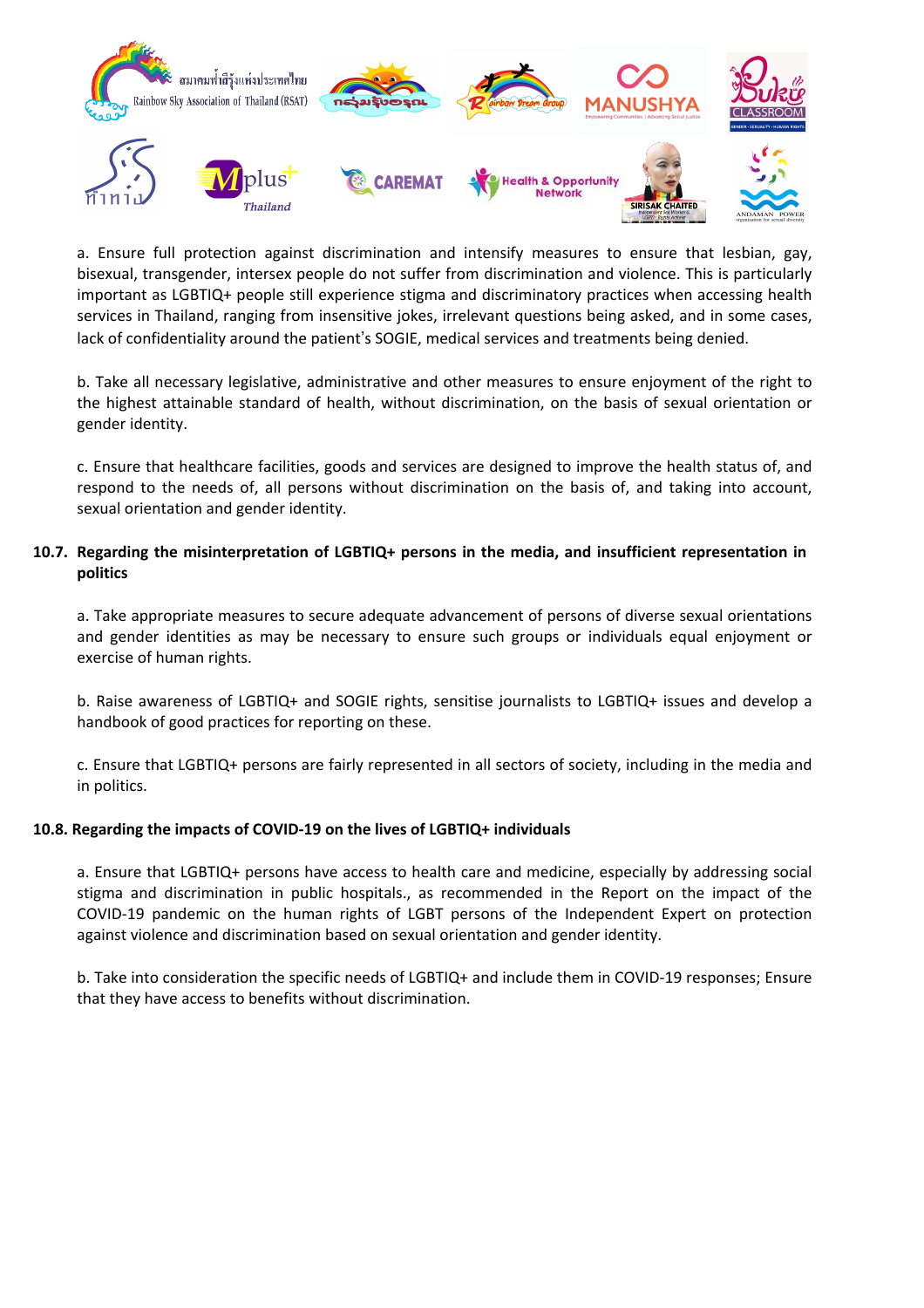a. Ensure full protection against discrimination and intensify measures to ensure that lesbian, gay, bisexual, transgender, intersex people do not suffer from discrimination and violence. This is particularly important as LGBTIQ+ people still experience stigma and discriminatory practices when accessing health services in Thailand, ranging from insensitive jokes, irrelevant questions being asked, and in some cases, lack of confidentiality around the patient's SOGIE, medical services and treatments being denied.

b. Take all necessary legislative, administrative and other measures to ensure enjoyment of the right to the highest attainable standard of health, without discrimination, on the basis of sexual orientation or gender identity.

c. Ensure that healthcare facilities, goods and services are designed to improve the health status of, and respond to the needs of, all persons without discrimination on the basis of, and taking into account, sexual orientation and gender identity.

**10.7. Regarding the misinterpretation of LGBTIQ+ persons in the media, and insufficient representation in politics**

a. Take appropriate measures to secure adequate advancement of persons of diverse sexual orientations and gender identities as may be necessary to ensure such groups or individuals equal enjoyment or exercise of human rights.

b. Raise awareness of LGBTIQ+ and SOGIE rights, sensitise journalists to LGBTIQ+ issues and develop a handbook of good practices for reporting on these.

c. Ensure that LGBTIQ+ persons are fairly represented in all sectors of society, including in the media and in politics.

**10.8. Regarding the impacts of COVID-19 on the lives of LGBTIQ+ individuals**

a. Ensure that LGBTIQ+ persons have access to health care and medicine, especially by addressing social stigma and discrimination in public hospitals., as recommended in the Report on the impact of the COVID-19 pandemic on the human rights of LGBT persons of the Independent Expert on protection against violence and discrimination based on sexual orientation and gender identity.

b. Take into consideration the specific needs of LGBTIQ+ and include them in COVID-19 responses; Ensure that they have access to benefits without discrimination.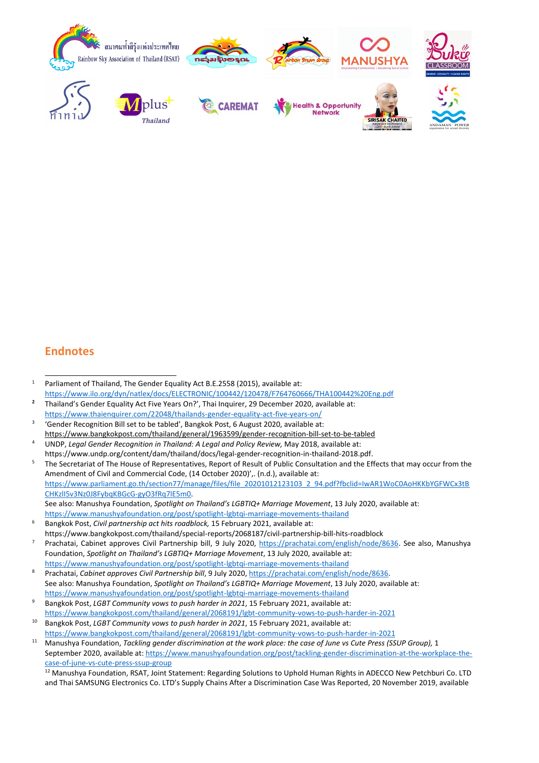## Endnotes

[1] Parliament of Thailand, The Gender Equality Act B.E.2558 (2015), available at: https://www.ilo.org/dyn/natlex/docs/ELECTRONIC/100442/120478/F764760666/THA100442%20Eng.pdf

[2] Thailand's Gender Equality Act Five Years On?', Thai Inquirer, 29 December 2020, available at: https://www.thaienquirer.com/22048/thailands-gender-equality-act-five-years-on/

[3] 'Gender Recognition Bill set to be tabled', Bangkok Post, 6 August 2020, available at: https://www.bangkokpost.com/thailand/general/1963599/gender-recognition-bill-set-to-be-tabled

[4] UNDP, *Legal Gender Recognition in Thailand: A Legal and Policy Review,* May 2018, available at: https://www.undp.org/content/dam/thailand/docs/legal-gender-recognition-in-thailand-2018.pdf.

[5] The Secretariat of The House of Representatives, Report of Result of Public Consultation and the Effects that may occur from the Amendment of Civil and Commercial Code, (14 October 2020)',. (n.d.), available at: https://www.parliament.go.th/section77/manage/files/file_20201012123103_2_94.pdf?fbclid=IwAR1WoC0AoHKKbYGFWCx3tBCHKzlI5v3Nz0J8FybqKBGcG-gyO3fRq7lE5m0.
See also: Manushya Foundation, *Spotlight on Thailand's LGBTIQ+ Marriage Movement*, 13 July 2020, available at: https://www.manushyafoundation.org/post/spotlight-lgbtqi-marriage-movements-thailand

[6] Bangkok Post, *Civil partnership act hits roadblock,* 15 February 2021, available at: https://www.bangkokpost.com/thailand/special-reports/2068187/civil-partnership-bill-hits-roadblock

[7] Prachatai, Cabinet approves Civil Partnership bill, 9 July 2020, https://prachatai.com/english/node/8636. See also, Manushya Foundation, *Spotlight on Thailand's LGBTIQ+ Marriage Movement*, 13 July 2020, available at: https://www.manushyafoundation.org/post/spotlight-lgbtqi-marriage-movements-thailand

[8] Prachatai, *Cabinet approves Civil Partnership bill*, 9 July 2020, https://prachatai.com/english/node/8636.
See also: Manushya Foundation, *Spotlight on Thailand's LGBTIQ+ Marriage Movement*, 13 July 2020, available at: https://www.manushyafoundation.org/post/spotlight-lgbtqi-marriage-movements-thailand

[9] Bangkok Post, *LGBT Community vows to push harder in 2021*, 15 February 2021, available at: https://www.bangkokpost.com/thailand/general/2068191/lgbt-community-vows-to-push-harder-in-2021

[10] Bangkok Post, *LGBT Community vows to push harder in 2021*, 15 February 2021, available at: https://www.bangkokpost.com/thailand/general/2068191/lgbt-community-vows-to-push-harder-in-2021

[11] Manushya Foundation, *Tackling gender discrimination at the work place: the case of June vs Cute Press (SSUP Group),* 1 September 2020, available at: https://www.manushyafoundation.org/post/tackling-gender-discrimination-at-the-workplace-the-case-of-june-vs-cute-press-ssup-group

[12] Manushya Foundation, RSAT, Joint Statement: Regarding Solutions to Uphold Human Rights in ADECCO New Petchburi Co. LTD and Thai SAMSUNG Electronics Co. LTD's Supply Chains After a Discrimination Case Was Reported, 20 November 2019, available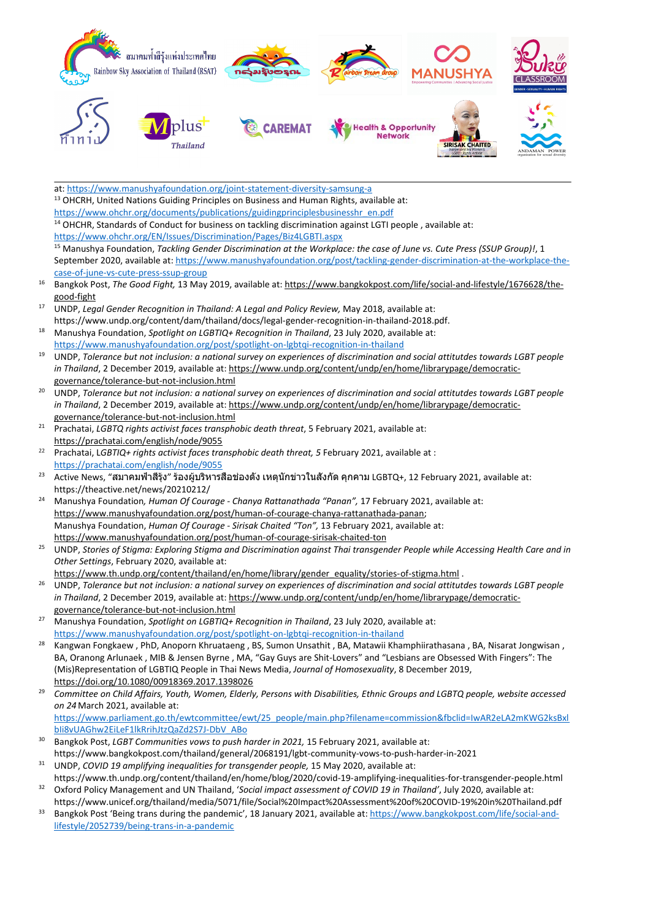at: https://www.manushyafoundation.org/joint-statement-diversity-samsung-a

[13] OHCRH, United Nations Guiding Principles on Business and Human Rights, available at: https://www.ohchr.org/documents/publications/guidingprinciplesbusinesshr_en.pdf

[14] OHCHR, Standards of Conduct for business on tackling discrimination against LGTI people , available at: https://www.ohchr.org/EN/Issues/Discrimination/Pages/Biz4LGBTI.aspx

[15] Manushya Foundation, *Tackling Gender Discrimination at the Workplace: the case of June vs. Cute Press (SSUP Group)!*, 1 September 2020, available at: https://www.manushyafoundation.org/post/tackling-gender-discrimination-at-the-workplace-the-case-of-june-vs-cute-press-ssup-group

[16] Bangkok Post, *The Good Fight,* 13 May 2019, available at: https://www.bangkokpost.com/life/social-and-lifestyle/1676628/the-good-fight

[17] UNDP, *Legal Gender Recognition in Thailand: A Legal and Policy Review,* May 2018, available at: https://www.undp.org/content/dam/thailand/docs/legal-gender-recognition-in-thailand-2018.pdf.

[18] Manushya Foundation, *Spotlight on LGBTIQ+ Recognition in Thailand*, 23 July 2020, available at: https://www.manushyafoundation.org/post/spotlight-on-lgbtqi-recognition-in-thailand

[19] UNDP, *Tolerance but not inclusion: a national survey on experiences of discrimination and social attitutdes towards LGBT people in Thailand*, 2 December 2019, available at: https://www.undp.org/content/undp/en/home/librarypage/democratic-governance/tolerance-but-not-inclusion.html

[20] UNDP, *Tolerance but not inclusion: a national survey on experiences of discrimination and social attitutdes towards LGBT people in Thailand*, 2 December 2019, available at: https://www.undp.org/content/undp/en/home/librarypage/democratic-governance/tolerance-but-not-inclusion.html

[21] Prachatai, *LGBTQ rights activist faces transphobic death threat*, 5 February 2021, available at: https://prachatai.com/english/node/9055

[22] Prachatai, L*GBTIQ+ rights activist faces transphobic death threat, 5* February 2021, available at : https://prachatai.com/english/node/9055

[23] Active News, "สมาคมฟ้าสีรุ้ง" ร้องผู้บริหารสื่อช่องดัง เหตุนักข่าวในสังกัด คุกคาม LGBTQ+, 12 February 2021, available at: https://theactive.net/news/20210212/

[24] Manushya Foundation*, Human Of Courage - Chanya Rattanathada "Panan",* 17 February 2021, available at: https://www.manushyafoundation.org/post/human-of-courage-chanya-rattanathada-panan;
Manushya Foundation, *Human Of Courage - Sirisak Chaited "Ton",* 13 February 2021, available at: https://www.manushyafoundation.org/post/human-of-courage-sirisak-chaited-ton

[25] UNDP, *Stories of Stigma: Exploring Stigma and Discrimination against Thai transgender People while Accessing Health Care and in Other Settings*, February 2020, available at: https://www.th.undp.org/content/thailand/en/home/library/gender_equality/stories-of-stigma.html .

[26] UNDP, *Tolerance but not inclusion: a national survey on experiences of discrimination and social attitutdes towards LGBT people in Thailand*, 2 December 2019, available at: https://www.undp.org/content/undp/en/home/librarypage/democratic-governance/tolerance-but-not-inclusion.html

[27] Manushya Foundation, *Spotlight on LGBTIQ+ Recognition in Thailand*, 23 July 2020, available at: https://www.manushyafoundation.org/post/spotlight-on-lgbtqi-recognition-in-thailand

[28] Kangwan Fongkaew , PhD, Anoporn Khruataeng , BS, Sumon Unsathit , BA, Matawii Khamphiirathasana , BA, Nisarat Jongwisan , BA, Oranong Arlunaek , MIB & Jensen Byrne , MA, "Gay Guys are Shit-Lovers" and "Lesbians are Obsessed With Fingers": The (Mis)Representation of LGBTIQ People in Thai News Media, *Journal of Homosexuality*, 8 December 2019, https://doi.org/10.1080/00918369.2017.1398026

[29] *Committee on Child Affairs, Youth, Women, Elderly, Persons with Disabilities, Ethnic Groups and LGBTQ people, website accessed on 24* March 2021, available at: https://www.parliament.go.th/ewtcommittee/ewt/25_people/main.php?filename=commission&fbclid=IwAR2eLA2mKWG2ksBxlbli8vUAGhw2EiLeF1lkRrihJtzQaZd2S7J-DbV_ABo

[30] Bangkok Post, *LGBT Communities vows to push harder in 2021,* 15 February 2021, available at: https://www.bangkokpost.com/thailand/general/2068191/lgbt-community-vows-to-push-harder-in-2021

[31] UNDP, *COVID 19 amplifying inequalities for transgender people,* 15 May 2020, available at: https://www.th.undp.org/content/thailand/en/home/blog/2020/covid-19-amplifying-inequalities-for-transgender-people.html

[32] Oxford Policy Management and UN Thailand, '*Social impact assessment of COVID 19 in Thailand'*, July 2020, available at: https://www.unicef.org/thailand/media/5071/file/Social%20Impact%20Assessment%20of%20COVID-19%20in%20Thailand.pdf

[33] Bangkok Post 'Being trans during the pandemic', 18 January 2021, available at: https://www.bangkokpost.com/life/social-and-lifestyle/2052739/being-trans-in-a-pandemic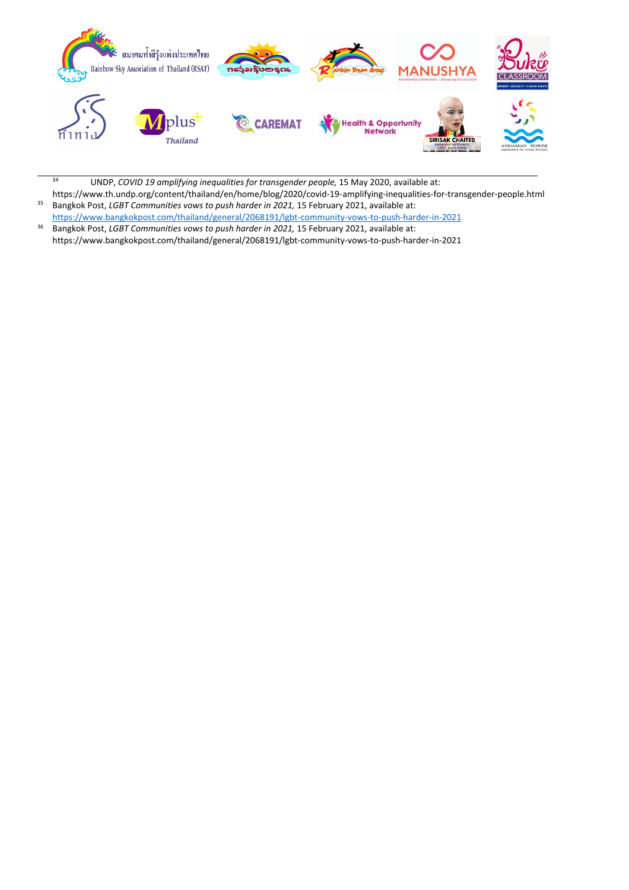สมาคมฟ้าสีรุ้งแห่งประเทศไทย
Rainbow Sky Association of Thailand (RSAT)

กลุ่มรุ้งอรุณ

Rainbow Dream Group

MANUSHYA
Empowering Communities | Advancing Social Justice

Buku CLASSROOM
GENDER • SEXUALITY • HUMAN RIGHTS

ทำทาง

Mplus+ Thailand

CAREMAT

Health & Opportunity Network

SIRISAK CHAITED
Independent Sex Workers & LGBTI Rights Activist

ANDAMAN POWER
organization for sexual diversity

---

[34] UNDP, *COVID 19 amplifying inequalities for transgender people,* 15 May 2020, available at: https://www.th.undp.org/content/thailand/en/home/blog/2020/covid-19-amplifying-inequalities-for-transgender-people.html

[35] Bangkok Post, *LGBT Communities vows to push harder in 2021,* 15 February 2021, available at: https://www.bangkokpost.com/thailand/general/2068191/lgbt-community-vows-to-push-harder-in-2021

[36] Bangkok Post, *LGBT Communities vows to push harder in 2021,* 15 February 2021, available at: https://www.bangkokpost.com/thailand/general/2068191/lgbt-community-vows-to-push-harder-in-2021